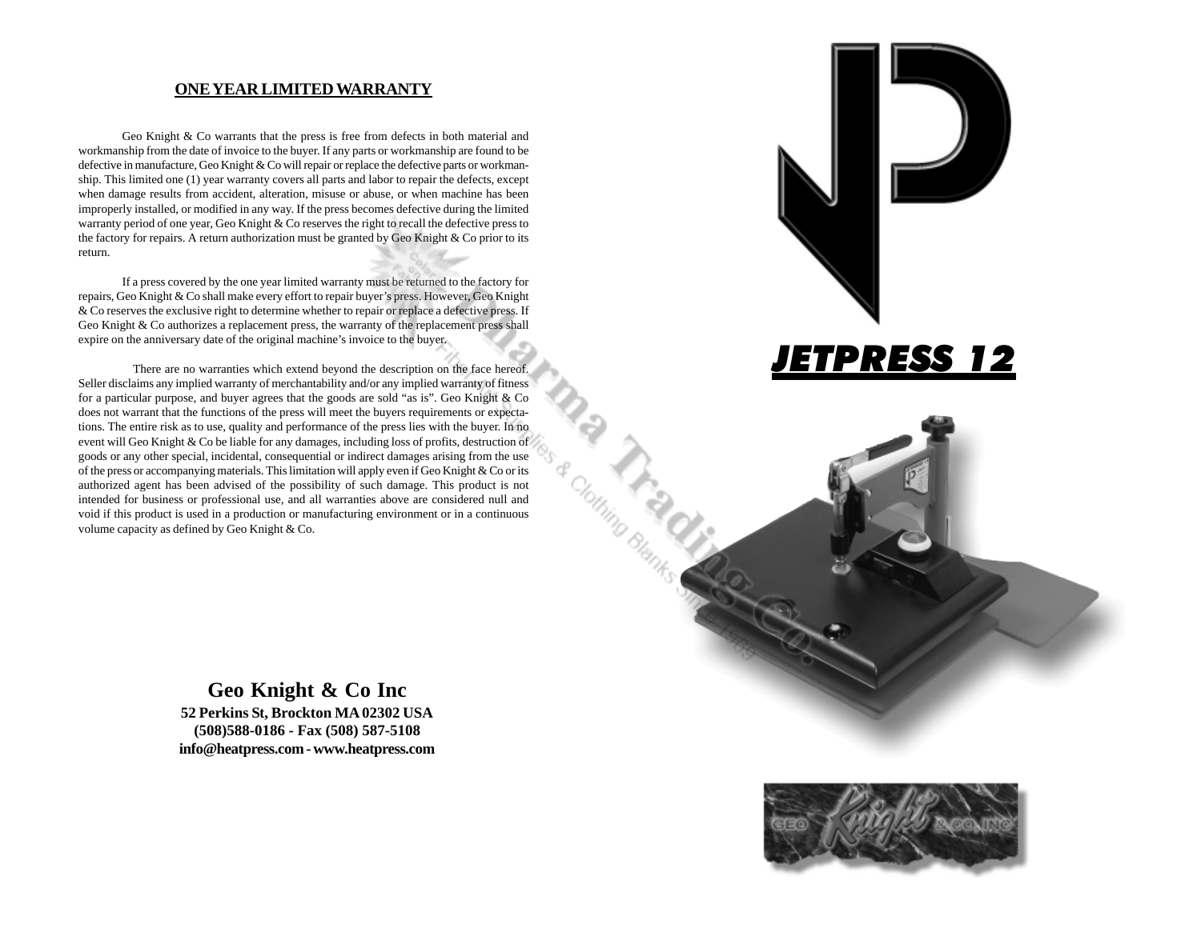## ONE YEAR LIMITED WARRANTY

Geo Knight & Co warrants that the press is free from defects in both material and workmanship from the date of invoice to the buyer. If any parts or workmanship are found to be defective in manufacture, Geo Knight & Co will repair or replace the defective parts or workmanship. This limited one (1) year warranty covers all parts and labor to repair the defects, except when damage results from accident, alteration, misuse or abuse, or when machine has been improperly installed, or modified in any way. If the press becomes defective during the limited warranty period of one year, Geo Knight & Co reserves the right to recall the defective press to the factory for repairs. A return authorization must be granted by Geo Knight & Co prior to its return.

If a press covered by the one year limited warranty must be returned to the factory for repairs, Geo Knight & Co shall make every effort to repair buyer's press. However, Geo Knight & Co reserves the exclusive right to determine whether to repair or replace a defective press. If Geo Knight & Co authorizes a replacement press, the warranty of the replacement press shall expire on the anniversary date of the original machine's invoice to the buyer.

There are no warranties which extend beyond the description on the face hereof. Seller disclaims any implied warranty of merchantability and/or any implied warranty of fitness for a particular purpose, and buyer agrees that the goods are sold "as is". Geo Knight & Co does not warrant that the functions of the press will meet the buyers requirements or expectations. The entire risk as to use, quality and performance of the press lies with the buyer. In no event will Geo Knight & Co be liable for any damages, including loss of profits, destruction of goods or any other special, incidental, consequential or indirect damages arising from the use of the press or accompanying materials. This limitation will apply even if Geo Knight & Co or its authorized agent has been advised of the possibility of such damage. This product is not intended for business or professional use, and all warranties above are considered null and void if this product is used in a production or manufacturing environment or in a continuous volume capacity as defined by Geo Knight & Co.

**Geo Knight & Co Inc**
**52 Perkins St, Brockton MA 02302 USA**
**(508)588-0186 - Fax (508) 587-5108**
**info@heatpress.com - www.heatpress.com**

# JETPRESS 12

GEO Knight & CO. INC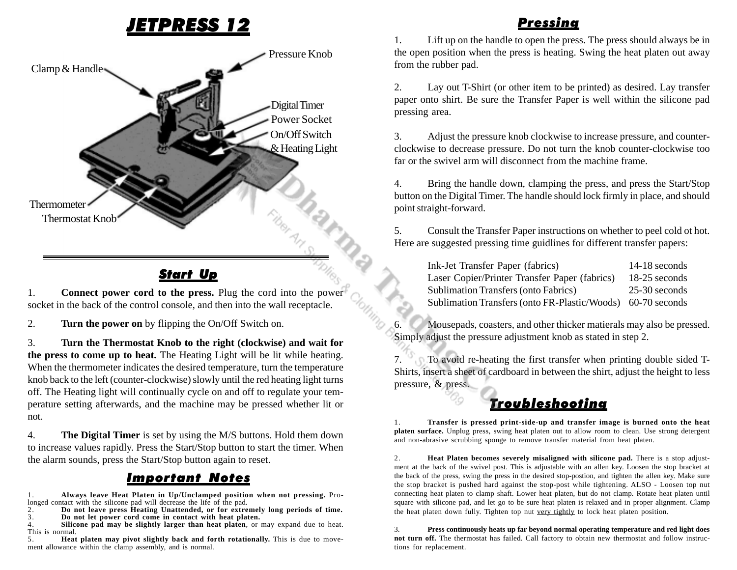# JETPRESS 12

Pressure Knob
Clamp & Handle
Digital Timer
Power Socket
On/Off Switch
& Heating Light
Thermometer
Thermostat Knob

## Start Up

1. **Connect power cord to the press.** Plug the cord into the power socket in the back of the control console, and then into the wall receptacle.

2. **Turn the power on** by flipping the On/Off Switch on.

3. **Turn the Thermostat Knob to the right (clockwise) and wait for the press to come up to heat.** The Heating Light will be lit while heating. When the thermometer indicates the desired temperature, turn the temperature knob back to the left (counter-clockwise) slowly until the red heating light turns off. The Heating light will continually cycle on and off to regulate your temperature setting afterwards, and the machine may be pressed whether lit or not.

4. **The Digital Timer** is set by using the M/S buttons. Hold them down to increase values rapidly. Press the Start/Stop button to start the timer. When the alarm sounds, press the Start/Stop button again to reset.

## Important Notes

1. **Always leave Heat Platen in Up/Unclamped position when not pressing.** Prolonged contact with the silicone pad will decrease the life of the pad.
2. **Do not leave press Heating Unattended, or for extremely long periods of time.**
3. **Do not let power cord come in contact with heat platen.**
4. **Silicone pad may be slightly larger than heat platen**, or may expand due to heat. This is normal.
5. **Heat platen may pivot slightly back and forth rotationally.** This is due to movement allowance within the clamp assembly, and is normal.

## Pressing

1. Lift up on the handle to open the press. The press should always be in the open position when the press is heating. Swing the heat platen out away from the rubber pad.

2. Lay out T-Shirt (or other item to be printed) as desired. Lay transfer paper onto shirt. Be sure the Transfer Paper is well within the silicone pad pressing area.

3. Adjust the pressure knob clockwise to increase pressure, and counter-clockwise to decrease pressure. Do not turn the knob counter-clockwise too far or the swivel arm will disconnect from the machine frame.

4. Bring the handle down, clamping the press, and press the Start/Stop button on the Digital Timer. The handle should lock firmly in place, and should point straight-forward.

5. Consult the Transfer Paper instructions on whether to peel cold ot hot. Here are suggested pressing time guidlines for different transfer papers:

| | |
|---|---|
| Ink-Jet Transfer Paper (fabrics) | 14-18 seconds |
| Laser Copier/Printer Transfer Paper (fabrics) | 18-25 seconds |
| Sublimation Transfers (onto Fabrics) | 25-30 seconds |
| Sublimation Transfers (onto FR-Plastic/Woods) | 60-70 seconds |

6. Mousepads, coasters, and other thicker matierals may also be pressed. Simply adjust the pressure adjustment knob as stated in step 2.

7. To avoid re-heating the first transfer when printing double sided T-Shirts, insert a sheet of cardboard in between the shirt, adjust the height to less pressure, & press.

## Troubleshooting

1. **Transfer is pressed print-side-up and transfer image is burned onto the heat platen surface.** Unplug press, swing heat platen out to allow room to clean. Use strong detergent and non-abrasive scrubbing sponge to remove transfer material from heat platen.

2. **Heat Platen becomes severely misaligned with silicone pad.** There is a stop adjustment at the back of the swivel post. This is adjustable with an allen key. Loosen the stop bracket at the back of the press, swing the press in the desired stop-postion, and tighten the allen key. Make sure the stop bracket is pushed hard against the stop-post while tightening. ALSO - Loosen top nut connecting heat platen to clamp shaft. Lower heat platen, but do not clamp. Rotate heat platen until square with silicone pad, and let go to be sure heat platen is relaxed and in proper alignment. Clamp the heat platen down fully. Tighten top nut very tightly to lock heat platen position.

3. **Press continuously heats up far beyond normal operating temperature and red light does not turn off.** The thermostat has failed. Call factory to obtain new thermostat and follow instructions for replacement.